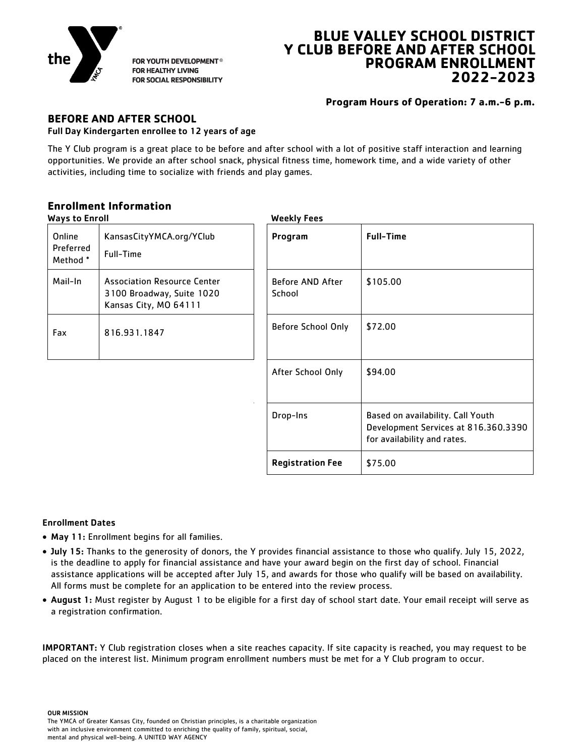the YMCA

FOR YOUTH DEVELOPMENT®
FOR HEALTHY LIVING
FOR SOCIAL RESPONSIBILITY

# BLUE VALLEY SCHOOL DISTRICT Y CLUB BEFORE AND AFTER SCHOOL PROGRAM ENROLLMENT 2022-2023

**Program Hours of Operation: 7 a.m.-6 p.m.**

## BEFORE AND AFTER SCHOOL

**Full Day Kindergarten enrollee to 12 years of age**

The Y Club program is a great place to be before and after school with a lot of positive staff interaction and learning opportunities. We provide an after school snack, physical fitness time, homework time, and a wide variety of other activities, including time to socialize with friends and play games.

## Enrollment Information

**Ways to Enroll**

| | |
|---|---|
| Online Preferred Method * | KansasCityYMCA.org/YClub<br>Full-Time |
| Mail-In | Association Resource Center<br>3100 Broadway, Suite 1020<br>Kansas City, MO 64111 |
| Fax | 816.931.1847 |

**Weekly Fees**

| Program | Full-Time |
|---|---|
| Before AND After School | $105.00 |
| Before School Only | $72.00 |
| After School Only | $94.00 |
| Drop-Ins | Based on availability. Call Youth Development Services at 816.360.3390 for availability and rates. |
| **Registration Fee** | $75.00 |

**Enrollment Dates**

- **May 11:** Enrollment begins for all families.
- **July 15:** Thanks to the generosity of donors, the Y provides financial assistance to those who qualify. July 15, 2022, is the deadline to apply for financial assistance and have your award begin on the first day of school. Financial assistance applications will be accepted after July 15, and awards for those who qualify will be based on availability. All forms must be complete for an application to be entered into the review process.
- **August 1:** Must register by August 1 to be eligible for a first day of school start date. Your email receipt will serve as a registration confirmation.

**IMPORTANT:** Y Club registration closes when a site reaches capacity. If site capacity is reached, you may request to be placed on the interest list. Minimum program enrollment numbers must be met for a Y Club program to occur.

**OUR MISSION**

The YMCA of Greater Kansas City, founded on Christian principles, is a charitable organization with an inclusive environment committed to enriching the quality of family, spiritual, social, mental and physical well-being. A UNITED WAY AGENCY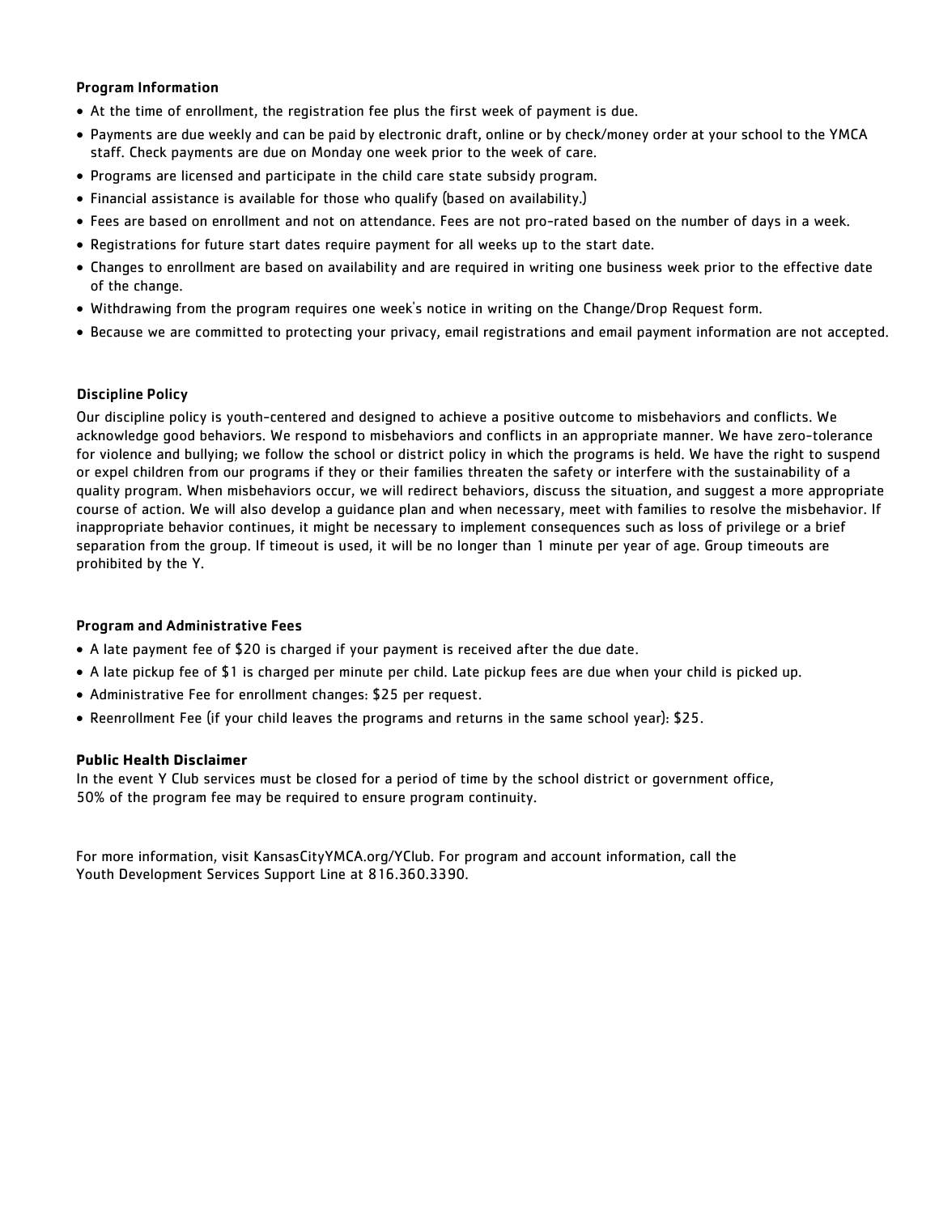### Program Information

- At the time of enrollment, the registration fee plus the first week of payment is due.
- Payments are due weekly and can be paid by electronic draft, online or by check/money order at your school to the YMCA staff. Check payments are due on Monday one week prior to the week of care.
- Programs are licensed and participate in the child care state subsidy program.
- Financial assistance is available for those who qualify (based on availability.)
- Fees are based on enrollment and not on attendance. Fees are not pro-rated based on the number of days in a week.
- Registrations for future start dates require payment for all weeks up to the start date.
- Changes to enrollment are based on availability and are required in writing one business week prior to the effective date of the change.
- Withdrawing from the program requires one week's notice in writing on the Change/Drop Request form.
- Because we are committed to protecting your privacy, email registrations and email payment information are not accepted.

### Discipline Policy

Our discipline policy is youth-centered and designed to achieve a positive outcome to misbehaviors and conflicts. We acknowledge good behaviors. We respond to misbehaviors and conflicts in an appropriate manner. We have zero-tolerance for violence and bullying; we follow the school or district policy in which the programs is held. We have the right to suspend or expel children from our programs if they or their families threaten the safety or interfere with the sustainability of a quality program. When misbehaviors occur, we will redirect behaviors, discuss the situation, and suggest a more appropriate course of action. We will also develop a guidance plan and when necessary, meet with families to resolve the misbehavior. If inappropriate behavior continues, it might be necessary to implement consequences such as loss of privilege or a brief separation from the group. If timeout is used, it will be no longer than 1 minute per year of age. Group timeouts are prohibited by the Y.

### Program and Administrative Fees

- A late payment fee of $20 is charged if your payment is received after the due date.
- A late pickup fee of $1 is charged per minute per child. Late pickup fees are due when your child is picked up.
- Administrative Fee for enrollment changes: $25 per request.
- Reenrollment Fee (if your child leaves the programs and returns in the same school year): $25.

### Public Health Disclaimer

In the event Y Club services must be closed for a period of time by the school district or government office, 50% of the program fee may be required to ensure program continuity.

For more information, visit KansasCityYMCA.org/YClub. For program and account information, call the Youth Development Services Support Line at 816.360.3390.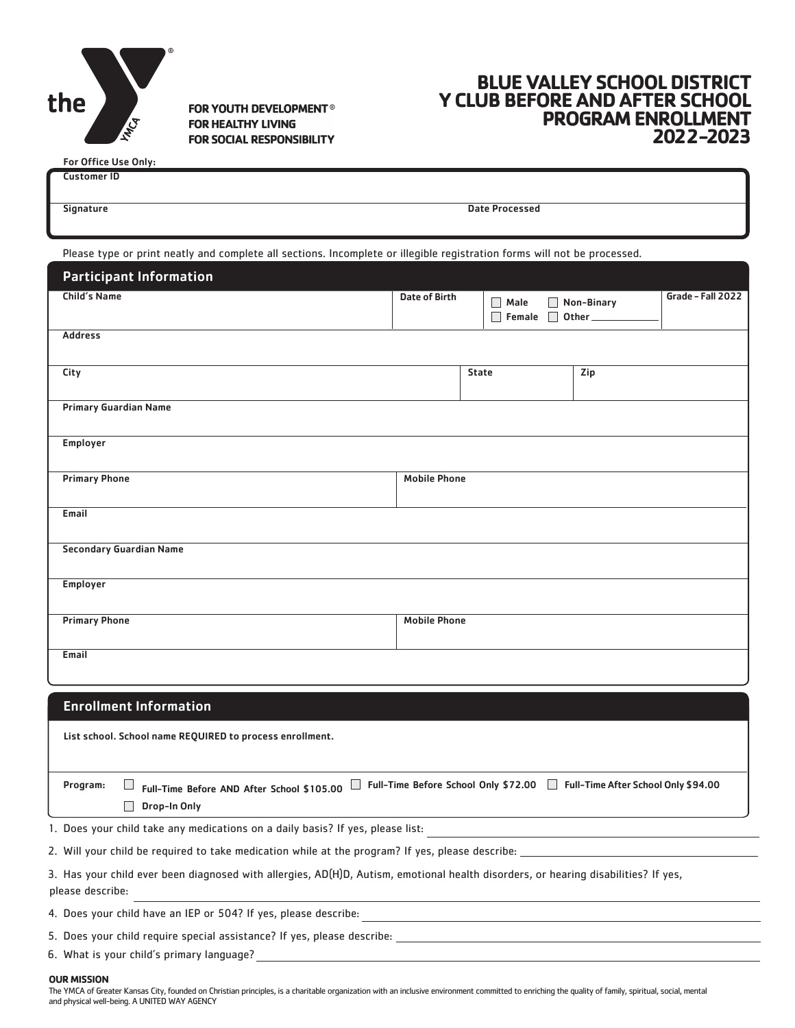the YMCA®

FOR YOUTH DEVELOPMENT®
FOR HEALTHY LIVING
FOR SOCIAL RESPONSIBILITY

# BLUE VALLEY SCHOOL DISTRICT Y CLUB BEFORE AND AFTER SCHOOL PROGRAM ENROLLMENT 2022-2023

For Office Use Only:

| Customer ID | |
|---|---|
| Signature | Date Processed |

Please type or print neatly and complete all sections. Incomplete or illegible registration forms will not be processed.

## Participant Information

| Child's Name | Date of Birth | ☐ Male ☐ Non-Binary ☐ Female ☐ Other ________ | Grade - Fall 2022 |
|---|---|---|---|

| Address | | |
|---|---|---|
| City | State | Zip |
| Primary Guardian Name | | |
| Employer | | |
| Primary Phone | Mobile Phone | |
| Email | | |
| Secondary Guardian Name | | |
| Employer | | |
| Primary Phone | Mobile Phone | |
| Email | | |

## Enrollment Information

List school. School name REQUIRED to process enrollment.

Program: ☐ Full-Time Before AND After School $105.00 ☐ Full-Time Before School Only $72.00 ☐ Full-Time After School Only $94.00 ☐ Drop-In Only

1. Does your child take any medications on a daily basis? If yes, please list: ____________________
2. Will your child be required to take medication while at the program? If yes, please describe: ____________________
3. Has your child ever been diagnosed with allergies, AD(H)D, Autism, emotional health disorders, or hearing disabilities? If yes, please describe: ____________________
4. Does your child have an IEP or 504? If yes, please describe: ____________________
5. Does your child require special assistance? If yes, please describe: ____________________
6. What is your child's primary language? ____________________

**OUR MISSION**

The YMCA of Greater Kansas City, founded on Christian principles, is a charitable organization with an inclusive environment committed to enriching the quality of family, spiritual, social, mental and physical well-being. A UNITED WAY AGENCY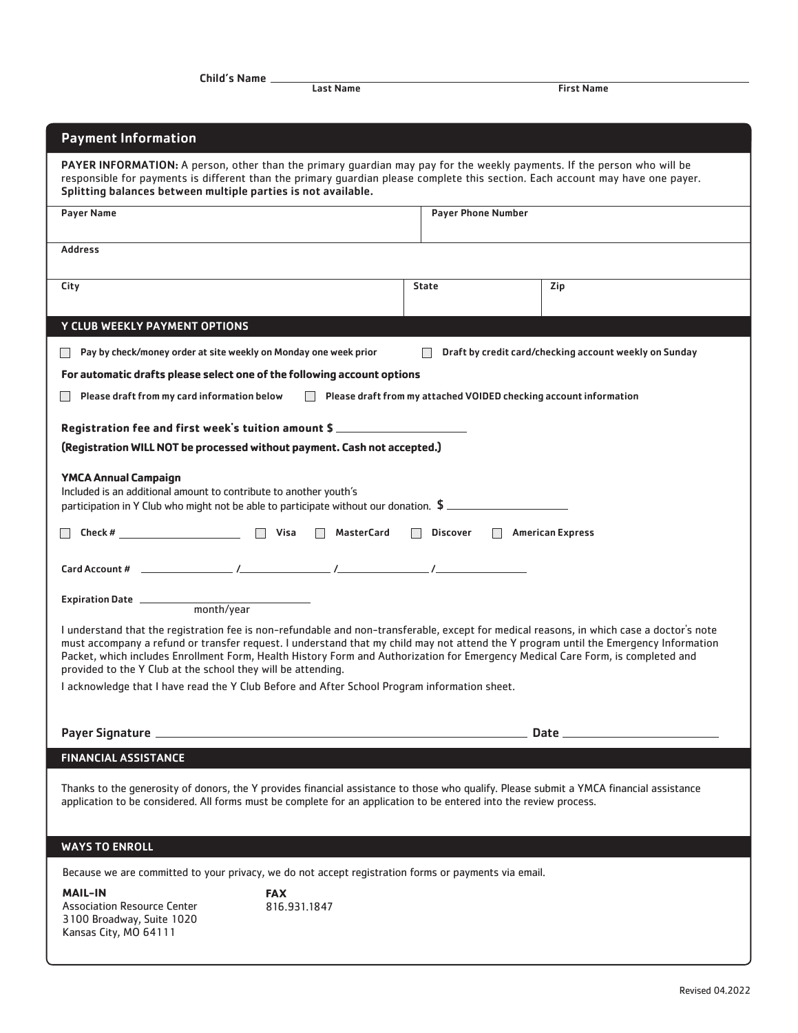Child's Name ______________________________________________
Last Name First Name

## Payment Information

**PAYER INFORMATION:** A person, other than the primary guardian may pay for the weekly payments. If the person who will be responsible for payments is different than the primary guardian please complete this section. Each account may have one payer. **Splitting balances between multiple parties is not available.**

| | |
|---|---|
| **Payer Name** | **Payer Phone Number** |

**Address**

| | | |
|---|---|---|
| **City** | **State** | **Zip** |

### Y CLUB WEEKLY PAYMENT OPTIONS

☐ **Pay by check/money order at site weekly on Monday one week prior** ☐ **Draft by credit card/checking account weekly on Sunday**

**For automatic drafts please select one of the following account options**

☐ **Please draft from my card information below** ☐ **Please draft from my attached VOIDED checking account information**

**Registration fee and first week's tuition amount $** ____________________

**(Registration WILL NOT be processed without payment. Cash not accepted.)**

**YMCA Annual Campaign**
Included is an additional amount to contribute to another youth's participation in Y Club who might not be able to participate without our donation. **$** ____________________

☐ **Check #** ____________ ☐ **Visa** ☐ **MasterCard** ☐ **Discover** ☐ **American Express**

**Card Account #** ____________ / ____________ / ____________ / ____________

**Expiration Date** ____________________
month/year

I understand that the registration fee is non-refundable and non-transferable, except for medical reasons, in which case a doctor's note must accompany a refund or transfer request. I understand that my child may not attend the Y program until the Emergency Information Packet, which includes Enrollment Form, Health History Form and Authorization for Emergency Medical Care Form, is completed and provided to the Y Club at the school they will be attending.

I acknowledge that I have read the Y Club Before and After School Program information sheet.

**Payer Signature** ______________________________________________ **Date** ____________________

### FINANCIAL ASSISTANCE

Thanks to the generosity of donors, the Y provides financial assistance to those who qualify. Please submit a YMCA financial assistance application to be considered. All forms must be complete for an application to be entered into the review process.

### WAYS TO ENROLL

Because we are committed to your privacy, we do not accept registration forms or payments via email.

**MAIL-IN**
Association Resource Center
3100 Broadway, Suite 1020
Kansas City, MO 64111

**FAX**
816.931.1847

Revised 04.2022